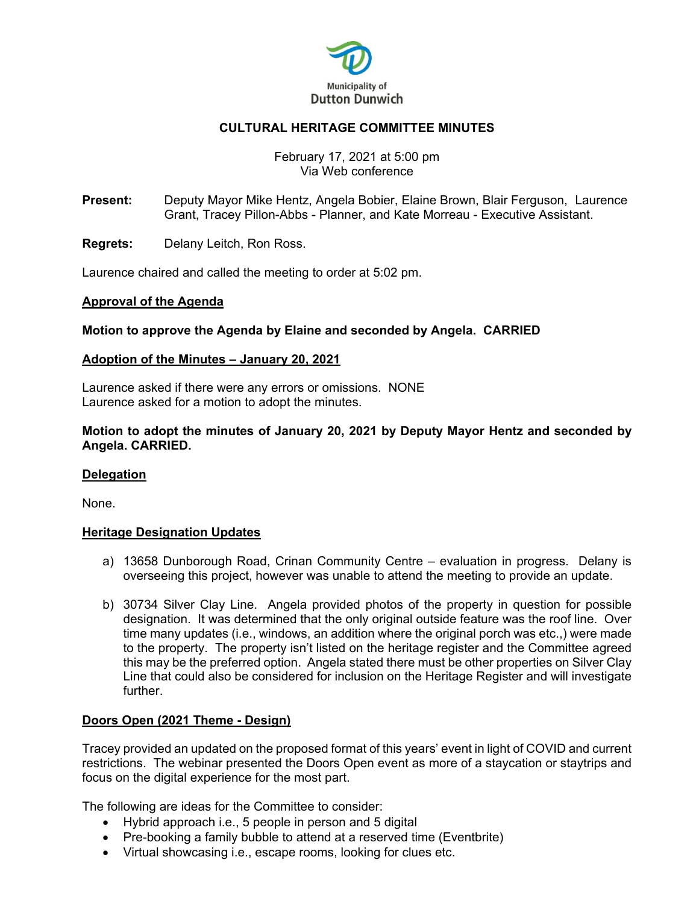Municipality of
Dutton Dunwich

# CULTURAL HERITAGE COMMITTEE MINUTES

February 17, 2021 at 5:00 pm
Via Web conference

**Present:** Deputy Mayor Mike Hentz, Angela Bobier, Elaine Brown, Blair Ferguson, Laurence Grant, Tracey Pillon-Abbs - Planner, and Kate Morreau - Executive Assistant.

**Regrets:** Delany Leitch, Ron Ross.

Laurence chaired and called the meeting to order at 5:02 pm.

## Approval of the Agenda

**Motion to approve the Agenda by Elaine and seconded by Angela. CARRIED**

## Adoption of the Minutes – January 20, 2021

Laurence asked if there were any errors or omissions. NONE
Laurence asked for a motion to adopt the minutes.

**Motion to adopt the minutes of January 20, 2021 by Deputy Mayor Hentz and seconded by Angela. CARRIED.**

## Delegation

None.

## Heritage Designation Updates

a) 13658 Dunborough Road, Crinan Community Centre – evaluation in progress. Delany is overseeing this project, however was unable to attend the meeting to provide an update.

b) 30734 Silver Clay Line. Angela provided photos of the property in question for possible designation. It was determined that the only original outside feature was the roof line. Over time many updates (i.e., windows, an addition where the original porch was etc.,) were made to the property. The property isn't listed on the heritage register and the Committee agreed this may be the preferred option. Angela stated there must be other properties on Silver Clay Line that could also be considered for inclusion on the Heritage Register and will investigate further.

## Doors Open (2021 Theme - Design)

Tracey provided an updated on the proposed format of this years' event in light of COVID and current restrictions. The webinar presented the Doors Open event as more of a staycation or staytrips and focus on the digital experience for the most part.

The following are ideas for the Committee to consider:

- Hybrid approach i.e., 5 people in person and 5 digital
- Pre-booking a family bubble to attend at a reserved time (Eventbrite)
- Virtual showcasing i.e., escape rooms, looking for clues etc.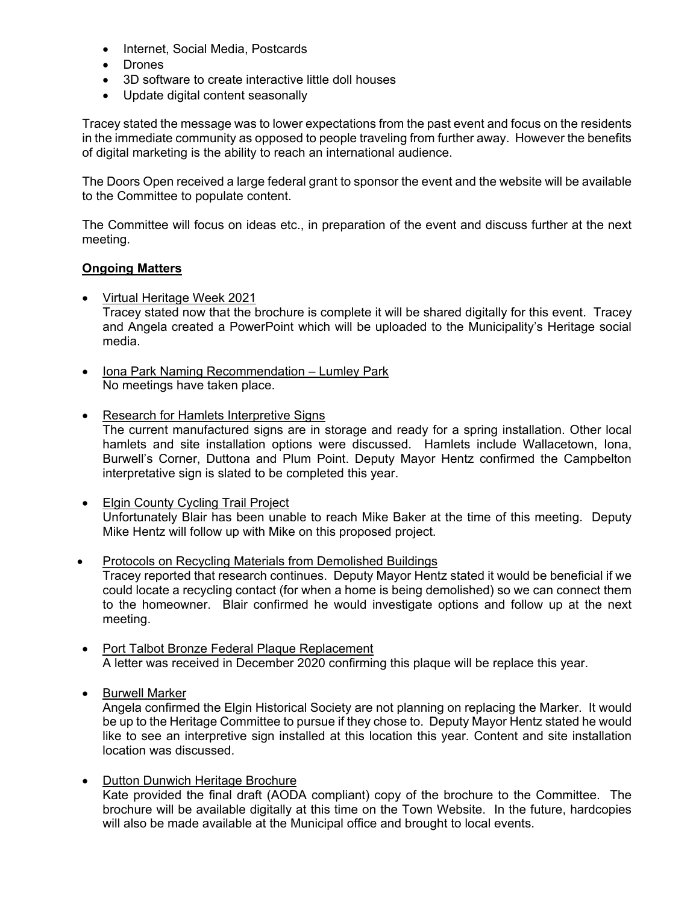- Internet, Social Media, Postcards
- Drones
- 3D software to create interactive little doll houses
- Update digital content seasonally

Tracey stated the message was to lower expectations from the past event and focus on the residents in the immediate community as opposed to people traveling from further away. However the benefits of digital marketing is the ability to reach an international audience.

The Doors Open received a large federal grant to sponsor the event and the website will be available to the Committee to populate content.

The Committee will focus on ideas etc., in preparation of the event and discuss further at the next meeting.

**Ongoing Matters**

- Virtual Heritage Week 2021
  Tracey stated now that the brochure is complete it will be shared digitally for this event. Tracey and Angela created a PowerPoint which will be uploaded to the Municipality's Heritage social media.

- Iona Park Naming Recommendation – Lumley Park
  No meetings have taken place.

- Research for Hamlets Interpretive Signs
  The current manufactured signs are in storage and ready for a spring installation. Other local hamlets and site installation options were discussed. Hamlets include Wallacetown, Iona, Burwell's Corner, Duttona and Plum Point. Deputy Mayor Hentz confirmed the Campbelton interpretative sign is slated to be completed this year.

- Elgin County Cycling Trail Project
  Unfortunately Blair has been unable to reach Mike Baker at the time of this meeting. Deputy Mike Hentz will follow up with Mike on this proposed project.

- Protocols on Recycling Materials from Demolished Buildings
  Tracey reported that research continues. Deputy Mayor Hentz stated it would be beneficial if we could locate a recycling contact (for when a home is being demolished) so we can connect them to the homeowner. Blair confirmed he would investigate options and follow up at the next meeting.

- Port Talbot Bronze Federal Plaque Replacement
  A letter was received in December 2020 confirming this plaque will be replace this year.

- Burwell Marker
  Angela confirmed the Elgin Historical Society are not planning on replacing the Marker. It would be up to the Heritage Committee to pursue if they chose to. Deputy Mayor Hentz stated he would like to see an interpretive sign installed at this location this year. Content and site installation location was discussed.

- Dutton Dunwich Heritage Brochure
  Kate provided the final draft (AODA compliant) copy of the brochure to the Committee. The brochure will be available digitally at this time on the Town Website. In the future, hardcopies will also be made available at the Municipal office and brought to local events.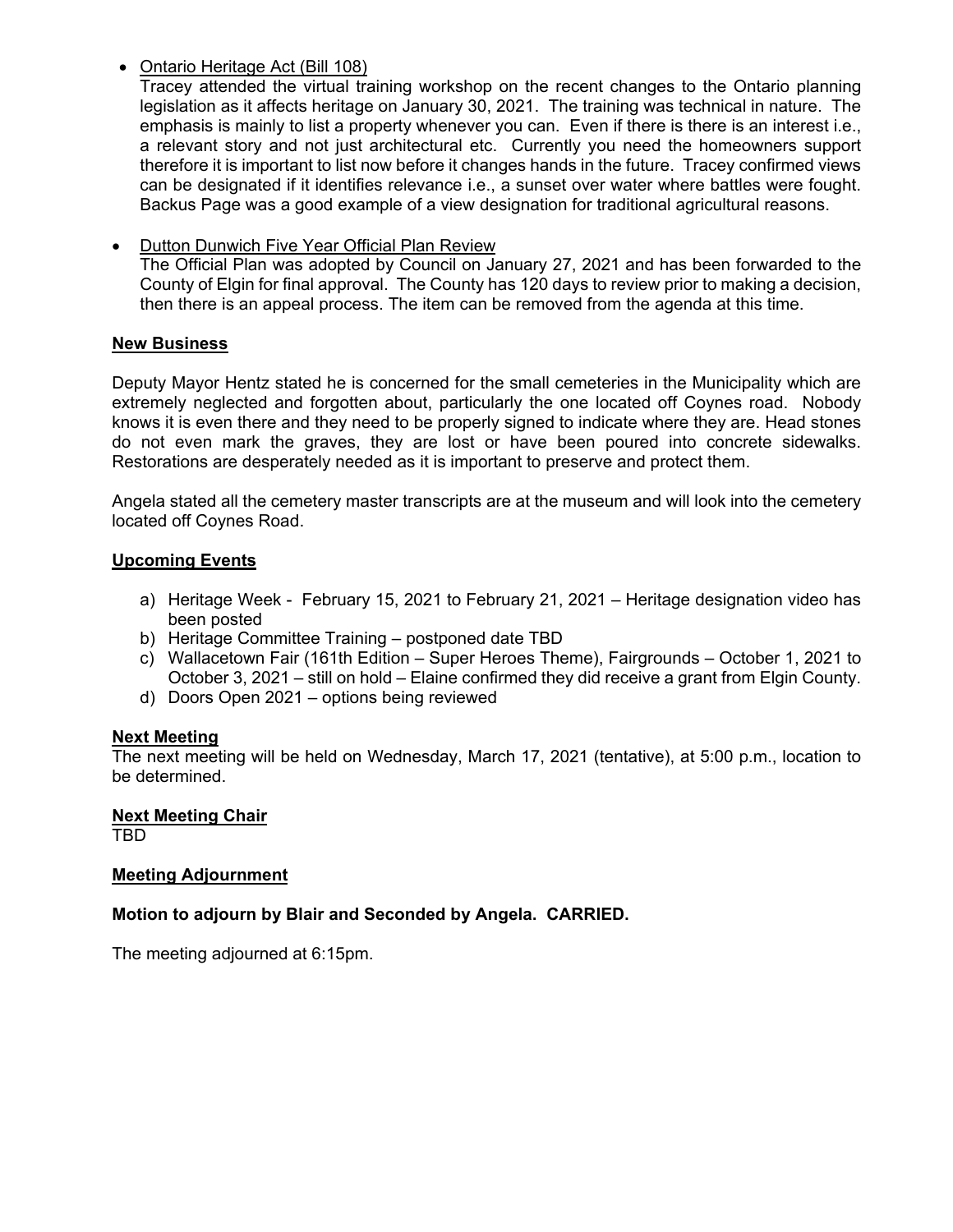- Ontario Heritage Act (Bill 108)
  Tracey attended the virtual training workshop on the recent changes to the Ontario planning legislation as it affects heritage on January 30, 2021. The training was technical in nature. The emphasis is mainly to list a property whenever you can. Even if there is there is an interest i.e., a relevant story and not just architectural etc. Currently you need the homeowners support therefore it is important to list now before it changes hands in the future. Tracey confirmed views can be designated if it identifies relevance i.e., a sunset over water where battles were fought. Backus Page was a good example of a view designation for traditional agricultural reasons.

- Dutton Dunwich Five Year Official Plan Review
  The Official Plan was adopted by Council on January 27, 2021 and has been forwarded to the County of Elgin for final approval. The County has 120 days to review prior to making a decision, then there is an appeal process. The item can be removed from the agenda at this time.

**New Business**

Deputy Mayor Hentz stated he is concerned for the small cemeteries in the Municipality which are extremely neglected and forgotten about, particularly the one located off Coynes road. Nobody knows it is even there and they need to be properly signed to indicate where they are. Head stones do not even mark the graves, they are lost or have been poured into concrete sidewalks. Restorations are desperately needed as it is important to preserve and protect them.

Angela stated all the cemetery master transcripts are at the museum and will look into the cemetery located off Coynes Road.

**Upcoming Events**

a) Heritage Week - February 15, 2021 to February 21, 2021 – Heritage designation video has been posted
b) Heritage Committee Training – postponed date TBD
c) Wallacetown Fair (161th Edition – Super Heroes Theme), Fairgrounds – October 1, 2021 to October 3, 2021 – still on hold – Elaine confirmed they did receive a grant from Elgin County.
d) Doors Open 2021 – options being reviewed

**Next Meeting**

The next meeting will be held on Wednesday, March 17, 2021 (tentative), at 5:00 p.m., location to be determined.

**Next Meeting Chair**

TBD

**Meeting Adjournment**

**Motion to adjourn by Blair and Seconded by Angela. CARRIED.**

The meeting adjourned at 6:15pm.